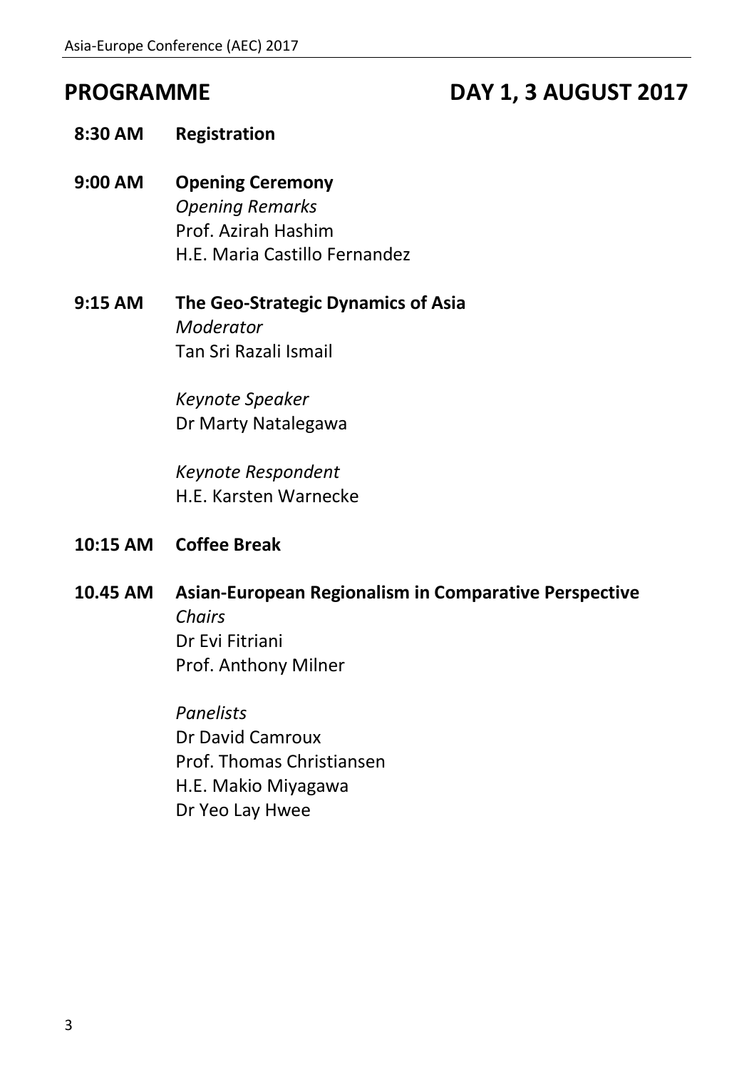# PROGRAMME — DAY 1, 3 AUGUST 2017

**8:30 AM** **Registration**

**9:00 AM** **Opening Ceremony**

*Opening Remarks*
Prof. Azirah Hashim
H.E. Maria Castillo Fernandez

**9:15 AM** **The Geo-Strategic Dynamics of Asia**

*Moderator*
Tan Sri Razali Ismail

*Keynote Speaker*
Dr Marty Natalegawa

*Keynote Respondent*
H.E. Karsten Warnecke

**10:15 AM** **Coffee Break**

**10.45 AM** **Asian-European Regionalism in Comparative Perspective**

*Chairs*
Dr Evi Fitriani
Prof. Anthony Milner

*Panelists*
Dr David Camroux
Prof. Thomas Christiansen
H.E. Makio Miyagawa
Dr Yeo Lay Hwee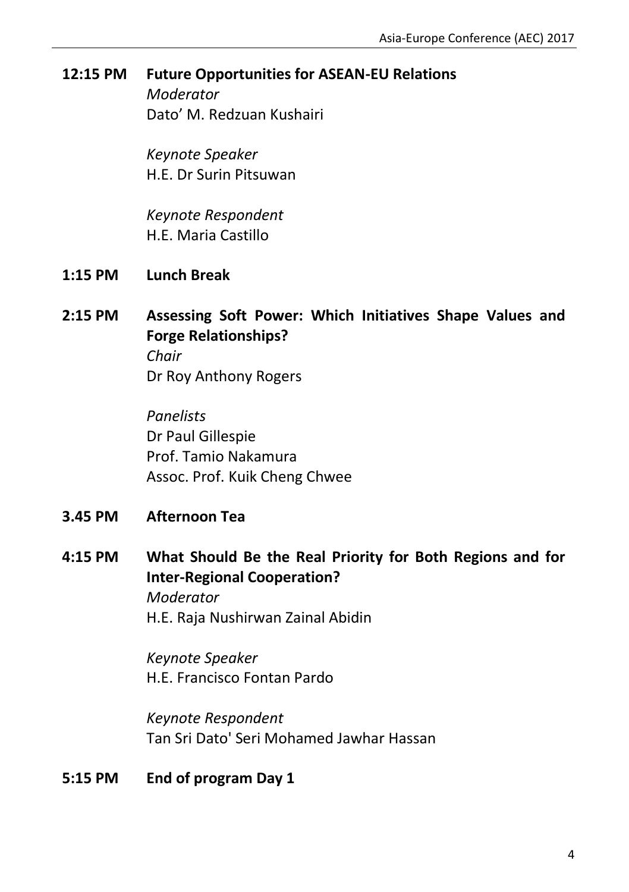**12:15 PM** **Future Opportunities for ASEAN-EU Relations**
*Moderator*
Dato' M. Redzuan Kushairi

*Keynote Speaker*
H.E. Dr Surin Pitsuwan

*Keynote Respondent*
H.E. Maria Castillo

**1:15 PM** **Lunch Break**

**2:15 PM** **Assessing Soft Power: Which Initiatives Shape Values and Forge Relationships?**
*Chair*
Dr Roy Anthony Rogers

*Panelists*
Dr Paul Gillespie
Prof. Tamio Nakamura
Assoc. Prof. Kuik Cheng Chwee

**3.45 PM** **Afternoon Tea**

**4:15 PM** **What Should Be the Real Priority for Both Regions and for Inter-Regional Cooperation?**
*Moderator*
H.E. Raja Nushirwan Zainal Abidin

*Keynote Speaker*
H.E. Francisco Fontan Pardo

*Keynote Respondent*
Tan Sri Dato' Seri Mohamed Jawhar Hassan

**5:15 PM** **End of program Day 1**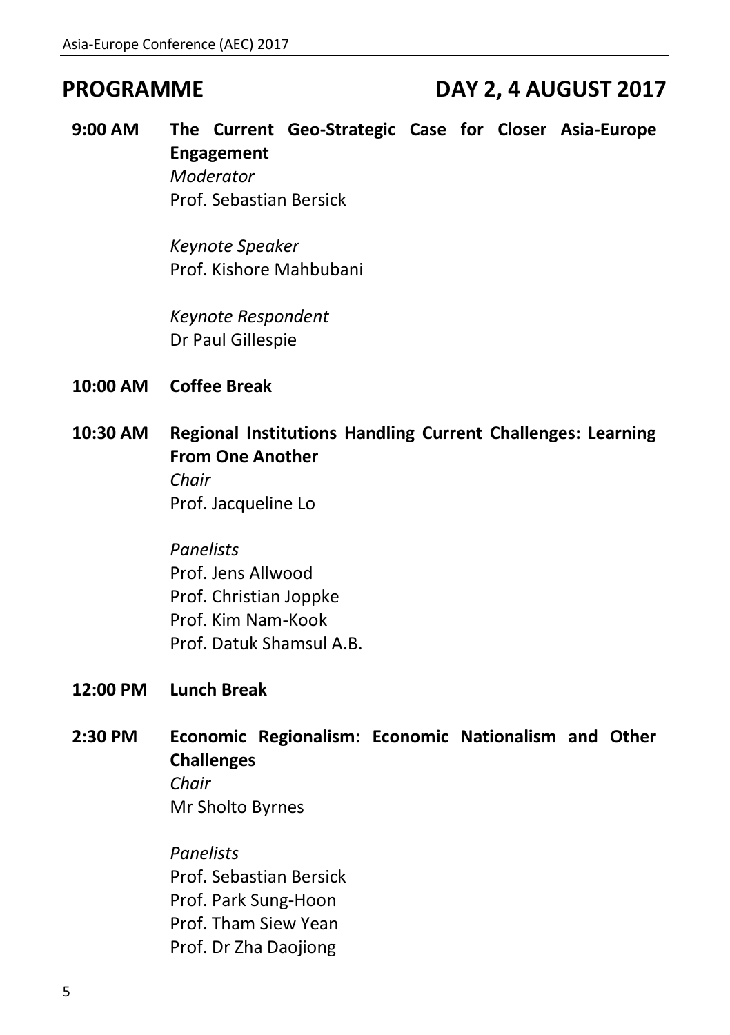## PROGRAMME — DAY 2, 4 AUGUST 2017

**9:00 AM** **The Current Geo-Strategic Case for Closer Asia-Europe Engagement**

*Moderator*
Prof. Sebastian Bersick

*Keynote Speaker*
Prof. Kishore Mahbubani

*Keynote Respondent*
Dr Paul Gillespie

**10:00 AM** **Coffee Break**

**10:30 AM** **Regional Institutions Handling Current Challenges: Learning From One Another**

*Chair*
Prof. Jacqueline Lo

*Panelists*
Prof. Jens Allwood
Prof. Christian Joppke
Prof. Kim Nam-Kook
Prof. Datuk Shamsul A.B.

**12:00 PM** **Lunch Break**

**2:30 PM** **Economic Regionalism: Economic Nationalism and Other Challenges**

*Chair*
Mr Sholto Byrnes

*Panelists*
Prof. Sebastian Bersick
Prof. Park Sung-Hoon
Prof. Tham Siew Yean
Prof. Dr Zha Daojiong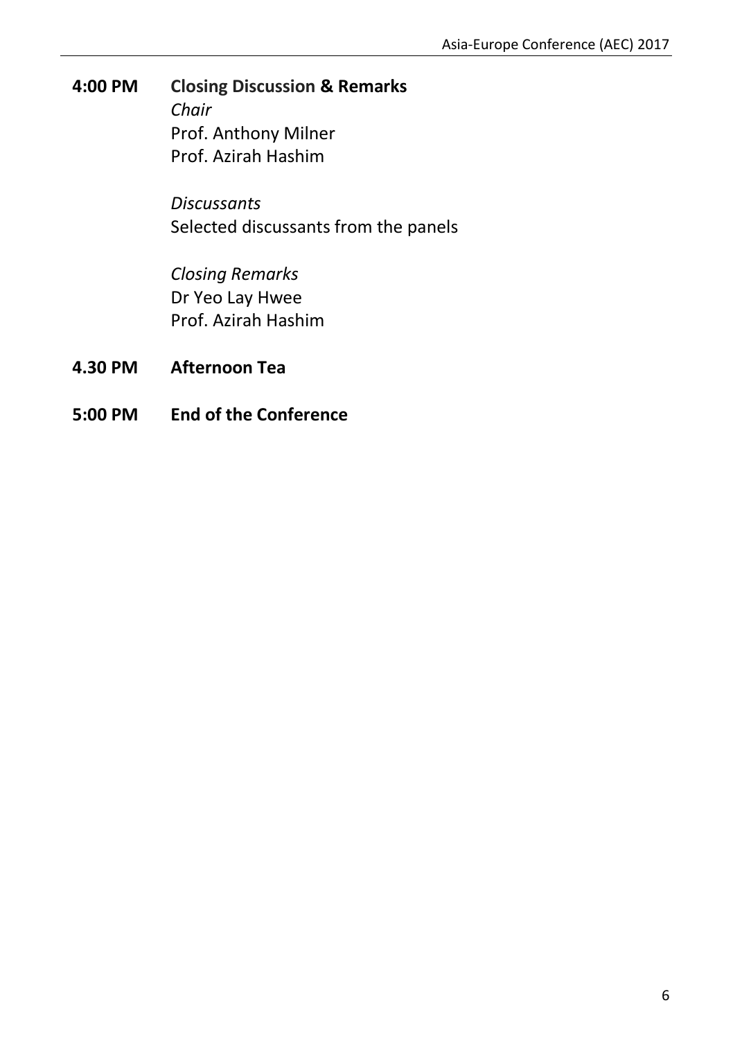**4:00 PM** **Closing Discussion & Remarks**

*Chair*
Prof. Anthony Milner
Prof. Azirah Hashim

*Discussants*
Selected discussants from the panels

*Closing Remarks*
Dr Yeo Lay Hwee
Prof. Azirah Hashim

**4.30 PM** **Afternoon Tea**

**5:00 PM** **End of the Conference**